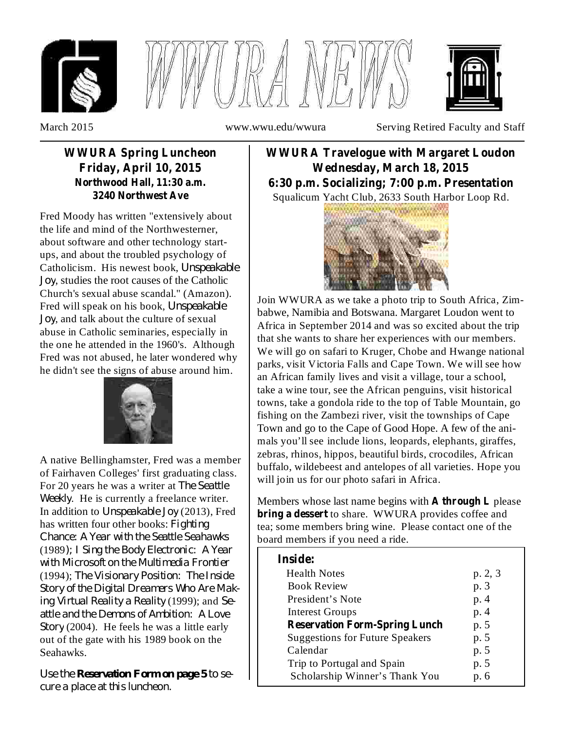# WWURA NEWS

March 2015 www.wwu.edu/wwura Serving Retired Faculty and Staff

## WWURA Spring Luncheon
## Friday, April 10, 2015
### Northwood Hall, 11:30 a.m.
### 3240 Northwest Ave

Fred Moody has written "extensively about the life and mind of the Northwesterner, about software and other technology start-ups, and about the troubled psychology of Catholicism. His newest book, *Unspeakable Joy*, studies the root causes of the Catholic Church's sexual abuse scandal." (Amazon). Fred will speak on his book, *Unspeakable Joy*, and talk about the culture of sexual abuse in Catholic seminaries, especially in the one he attended in the 1960's. Although Fred was not abused, he later wondered why he didn't see the signs of abuse around him.

A native Bellinghamster, Fred was a member of Fairhaven Colleges' first graduating class. For 20 years he was a writer at *The Seattle Weekly*. He is currently a freelance writer. In addition to *Unspeakable Joy* (2013), Fred has written four other books: *Fighting Chance: A Year with the Seattle Seahawks* (1989); *I Sing the Body Electronic: A Year with Microsoft on the Multimedia Frontier* (1994); *The Visionary Position: The Inside Story of the Digital Dreamers Who Are Making Virtual Reality a Reality* (1999); and *Seattle and the Demons of Ambition: A Love Story* (2004). He feels he was a little early out of the gate with his 1989 book on the Seahawks.

Use the **Reservation Form on page 5** to secure a place at this luncheon.

## WWURA Travelogue with Margaret Loudon
## Wednesday, March 18, 2015
### 6:30 p.m. Socializing; 7:00 p.m. Presentation

Squalicum Yacht Club, 2633 South Harbor Loop Rd.

Join WWURA as we take a photo trip to South Africa, Zimbabwe, Namibia and Botswana. Margaret Loudon went to Africa in September 2014 and was so excited about the trip that she wants to share her experiences with our members. We will go on safari to Kruger, Chobe and Hwange national parks, visit Victoria Falls and Cape Town. We will see how an African family lives and visit a village, tour a school, take a wine tour, see the African penguins, visit historical towns, take a gondola ride to the top of Table Mountain, go fishing on the Zambezi river, visit the townships of Cape Town and go to the Cape of Good Hope. A few of the animals you'll see include lions, leopards, elephants, giraffes, zebras, rhinos, hippos, beautiful birds, crocodiles, African buffalo, wildebeest and antelopes of all varieties. Hope you will join us for our photo safari in Africa.

Members whose last name begins with **A through L** please **bring a dessert** to share. WWURA provides coffee and tea; some members bring wine. Please contact one of the board members if you need a ride.

| **Inside:** | |
|---|---|
| Health Notes | p. 2, 3 |
| Book Review | p. 3 |
| President's Note | p. 4 |
| Interest Groups | p. 4 |
| **Reservation Form-Spring Lunch** | p. 5 |
| Suggestions for Future Speakers | p. 5 |
| Calendar | p. 5 |
| Trip to Portugal and Spain | p. 5 |
| Scholarship Winner's Thank You | p. 6 |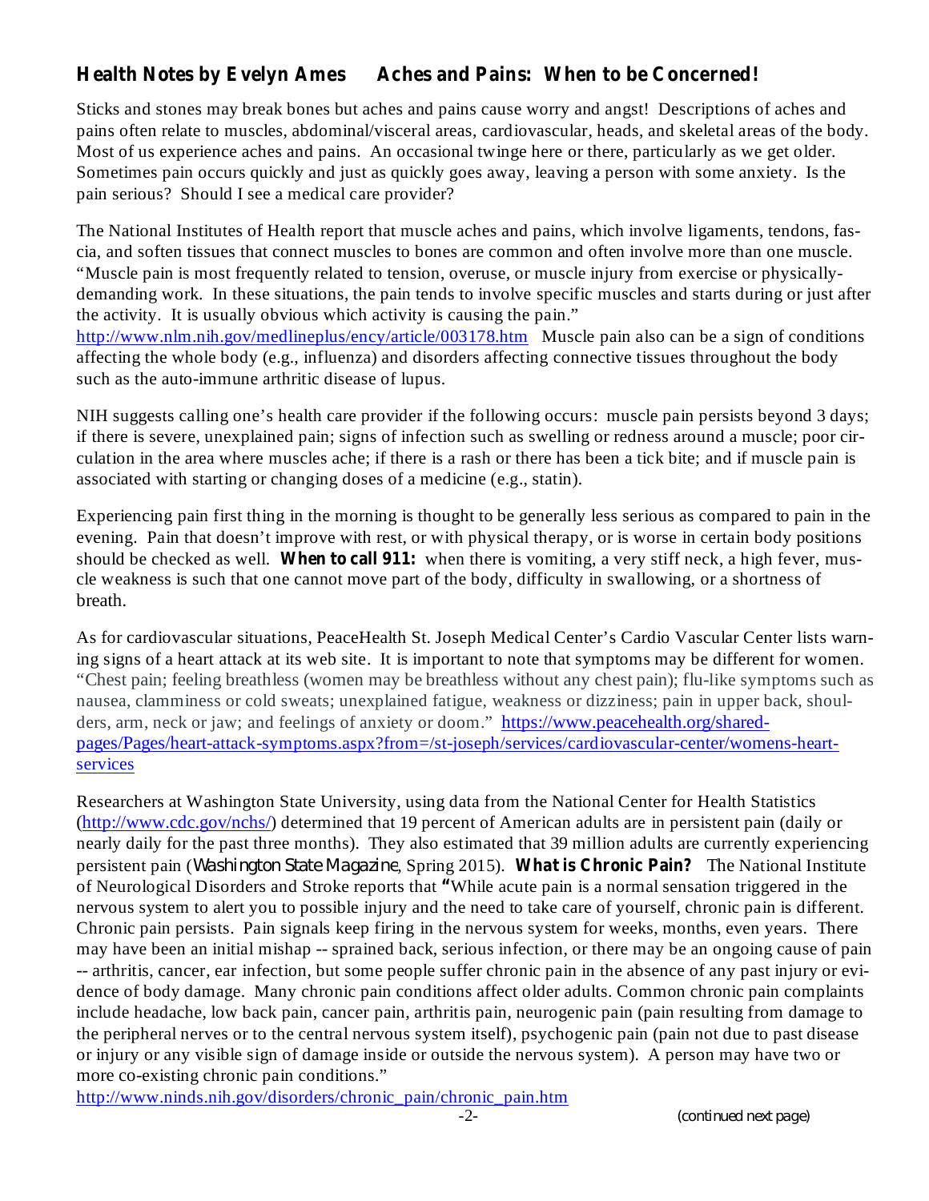## Health Notes by Evelyn Ames     Aches and Pains: When to be Concerned!

Sticks and stones may break bones but aches and pains cause worry and angst! Descriptions of aches and pains often relate to muscles, abdominal/visceral areas, cardiovascular, heads, and skeletal areas of the body. Most of us experience aches and pains. An occasional twinge here or there, particularly as we get older. Sometimes pain occurs quickly and just as quickly goes away, leaving a person with some anxiety. Is the pain serious? Should I see a medical care provider?

The National Institutes of Health report that muscle aches and pains, which involve ligaments, tendons, fascia, and soften tissues that connect muscles to bones are common and often involve more than one muscle. "Muscle pain is most frequently related to tension, overuse, or muscle injury from exercise or physically-demanding work. In these situations, the pain tends to involve specific muscles and starts during or just after the activity. It is usually obvious which activity is causing the pain." http://www.nlm.nih.gov/medlineplus/ency/article/003178.htm Muscle pain also can be a sign of conditions affecting the whole body (e.g., influenza) and disorders affecting connective tissues throughout the body such as the auto-immune arthritic disease of lupus.

NIH suggests calling one's health care provider if the following occurs: muscle pain persists beyond 3 days; if there is severe, unexplained pain; signs of infection such as swelling or redness around a muscle; poor circulation in the area where muscles ache; if there is a rash or there has been a tick bite; and if muscle pain is associated with starting or changing doses of a medicine (e.g., statin).

Experiencing pain first thing in the morning is thought to be generally less serious as compared to pain in the evening. Pain that doesn't improve with rest, or with physical therapy, or is worse in certain body positions should be checked as well. **When to call 911:** when there is vomiting, a very stiff neck, a high fever, muscle weakness is such that one cannot move part of the body, difficulty in swallowing, or a shortness of breath.

As for cardiovascular situations, PeaceHealth St. Joseph Medical Center's Cardio Vascular Center lists warning signs of a heart attack at its web site. It is important to note that symptoms may be different for women. "Chest pain; feeling breathless (women may be breathless without any chest pain); flu-like symptoms such as nausea, clamminess or cold sweats; unexplained fatigue, weakness or dizziness; pain in upper back, shoulders, arm, neck or jaw; and feelings of anxiety or doom." https://www.peacehealth.org/shared-pages/Pages/heart-attack-symptoms.aspx?from=/st-joseph/services/cardiovascular-center/womens-heart-services

Researchers at Washington State University, using data from the National Center for Health Statistics (http://www.cdc.gov/nchs/) determined that 19 percent of American adults are in persistent pain (daily or nearly daily for the past three months). They also estimated that 39 million adults are currently experiencing persistent pain (*Washington State Magazine*, Spring 2015). **What is Chronic Pain?** The National Institute of Neurological Disorders and Stroke reports that "While acute pain is a normal sensation triggered in the nervous system to alert you to possible injury and the need to take care of yourself, chronic pain is different. Chronic pain persists. Pain signals keep firing in the nervous system for weeks, months, even years. There may have been an initial mishap -- sprained back, serious infection, or there may be an ongoing cause of pain -- arthritis, cancer, ear infection, but some people suffer chronic pain in the absence of any past injury or evidence of body damage. Many chronic pain conditions affect older adults. Common chronic pain complaints include headache, low back pain, cancer pain, arthritis pain, neurogenic pain (pain resulting from damage to the peripheral nerves or to the central nervous system itself), psychogenic pain (pain not due to past disease or injury or any visible sign of damage inside or outside the nervous system). A person may have two or more co-existing chronic pain conditions."
http://www.ninds.nih.gov/disorders/chronic_pain/chronic_pain.htm

(continued next page)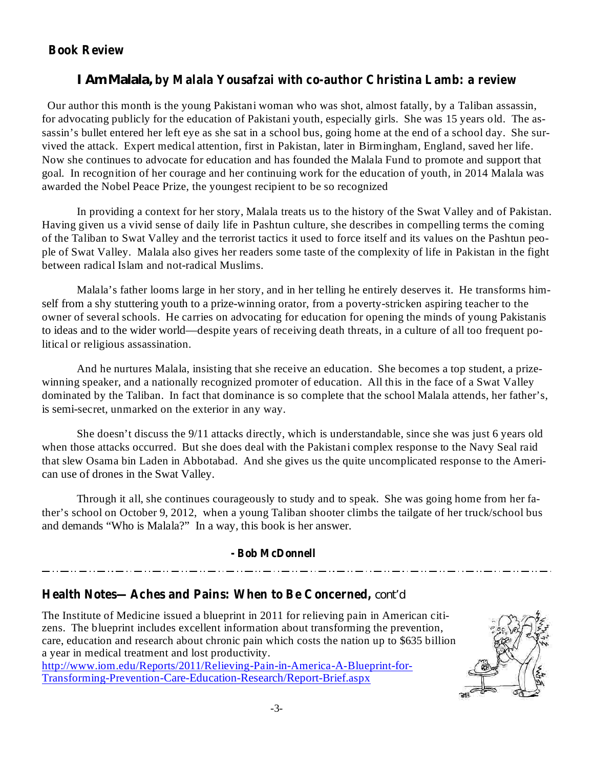## Book Review

### *I Am Malala*, by Malala Yousafzai with co-author Christina Lamb: a review

Our author this month is the young Pakistani woman who was shot, almost fatally, by a Taliban assassin, for advocating publicly for the education of Pakistani youth, especially girls. She was 15 years old. The assassin's bullet entered her left eye as she sat in a school bus, going home at the end of a school day. She survived the attack. Expert medical attention, first in Pakistan, later in Birmingham, England, saved her life. Now she continues to advocate for education and has founded the Malala Fund to promote and support that goal. In recognition of her courage and her continuing work for the education of youth, in 2014 Malala was awarded the Nobel Peace Prize, the youngest recipient to be so recognized

In providing a context for her story, Malala treats us to the history of the Swat Valley and of Pakistan. Having given us a vivid sense of daily life in Pashtun culture, she describes in compelling terms the coming of the Taliban to Swat Valley and the terrorist tactics it used to force itself and its values on the Pashtun people of Swat Valley. Malala also gives her readers some taste of the complexity of life in Pakistan in the fight between radical Islam and not-radical Muslims.

Malala's father looms large in her story, and in her telling he entirely deserves it. He transforms himself from a shy stuttering youth to a prize-winning orator, from a poverty-stricken aspiring teacher to the owner of several schools. He carries on advocating for education for opening the minds of young Pakistanis to ideas and to the wider world—despite years of receiving death threats, in a culture of all too frequent political or religious assassination.

And he nurtures Malala, insisting that she receive an education. She becomes a top student, a prize-winning speaker, and a nationally recognized promoter of education. All this in the face of a Swat Valley dominated by the Taliban. In fact that dominance is so complete that the school Malala attends, her father's, is semi-secret, unmarked on the exterior in any way.

She doesn't discuss the 9/11 attacks directly, which is understandable, since she was just 6 years old when those attacks occurred. But she does deal with the Pakistani complex response to the Navy Seal raid that slew Osama bin Laden in Abbotabad. And she gives us the quite uncomplicated response to the American use of drones in the Swat Valley.

Through it all, she continues courageously to study and to speak. She was going home from her father's school on October 9, 2012, when a young Taliban shooter climbs the tailgate of her truck/school bus and demands "Who is Malala?" In a way, this book is her answer.

**- Bob McDonnell**

---

## Health Notes—Aches and Pains: When to Be Concerned, cont'd

The Institute of Medicine issued a blueprint in 2011 for relieving pain in American citizens. The blueprint includes excellent information about transforming the prevention, care, education and research about chronic pain which costs the nation up to $635 billion a year in medical treatment and lost productivity.
http://www.iom.edu/Reports/2011/Relieving-Pain-in-America-A-Blueprint-for-Transforming-Prevention-Care-Education-Research/Report-Brief.aspx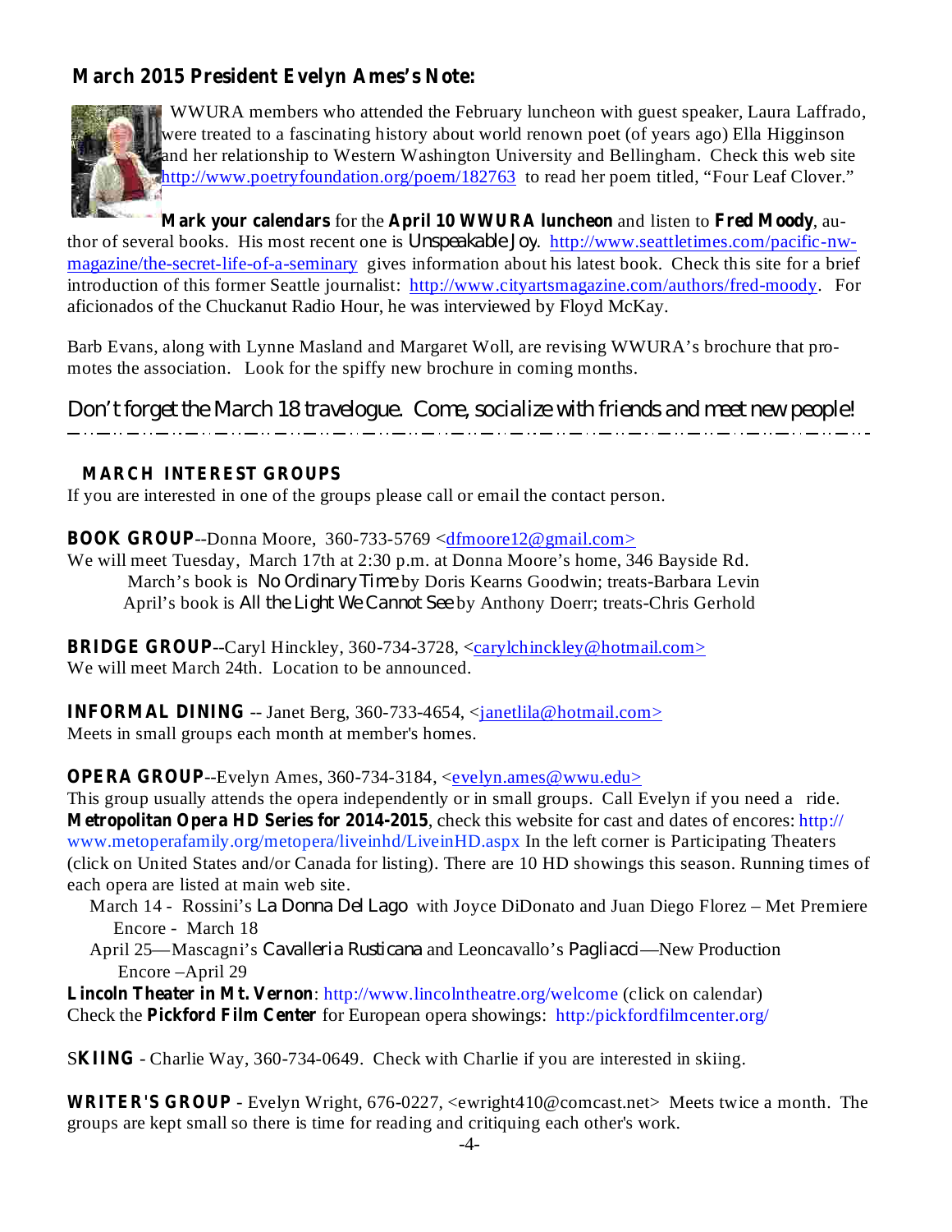## March 2015 President Evelyn Ames's Note:

WWURA members who attended the February luncheon with guest speaker, Laura Laffrado, were treated to a fascinating history about world renown poet (of years ago) Ella Higginson and her relationship to Western Washington University and Bellingham. Check this web site http://www.poetryfoundation.org/poem/182763 to read her poem titled, "Four Leaf Clover."

**Mark your calendars** for the **April 10 WWURA luncheon** and listen to **Fred Moody**, author of several books. His most recent one is *Unspeakable Joy*. http://www.seattletimes.com/pacific-nw-magazine/the-secret-life-of-a-seminary gives information about his latest book. Check this site for a brief introduction of this former Seattle journalist: http://www.cityartsmagazine.com/authors/fred-moody. For aficionados of the Chuckanut Radio Hour, he was interviewed by Floyd McKay.

Barb Evans, along with Lynne Masland and Margaret Woll, are revising WWURA's brochure that promotes the association. Look for the spiffy new brochure in coming months.

Don't forget the March 18 travelogue. Come, socialize with friends and meet new people!

---

## MARCH INTEREST GROUPS

If you are interested in one of the groups please call or email the contact person.

**BOOK GROUP**--Donna Moore, 360-733-5769 <dfmoore12@gmail.com>
We will meet Tuesday, March 17th at 2:30 p.m. at Donna Moore's home, 346 Bayside Rd.
March's book is *No Ordinary Time* by Doris Kearns Goodwin; treats-Barbara Levin
April's book is *All the Light We Cannot See* by Anthony Doerr; treats-Chris Gerhold

**BRIDGE GROUP**--Caryl Hinckley, 360-734-3728, <carylchinckley@hotmail.com>
We will meet March 24th. Location to be announced.

**INFORMAL DINING** -- Janet Berg, 360-733-4654, <janetlila@hotmail.com>
Meets in small groups each month at member's homes.

**OPERA GROUP**--Evelyn Ames, 360-734-3184, <evelyn.ames@wwu.edu>
This group usually attends the opera independently or in small groups. Call Evelyn if you need a ride.
**Metropolitan Opera HD Series for 2014-2015**, check this website for cast and dates of encores: http://www.metoperafamily.org/metopera/liveinhd/LiveinHD.aspx In the left corner is Participating Theaters (click on United States and/or Canada for listing). There are 10 HD showings this season. Running times of each opera are listed at main web site.

March 14 - Rossini's *La Donna Del Lago* with Joyce DiDonato and Juan Diego Florez – Met Premiere
Encore - March 18

April 25—Mascagni's *Cavalleria Rusticana* and Leoncavallo's *Pagliacci*—New Production
Encore –April 29

**Lincoln Theater in Mt. Vernon**: http://www.lincolntheatre.org/welcome (click on calendar)
Check the **Pickford Film Center** for European opera showings: http:/pickfordfilmcenter.org/

S**KIING** - Charlie Way, 360-734-0649. Check with Charlie if you are interested in skiing.

**WRITER'S GROUP** - Evelyn Wright, 676-0227, <ewright410@comcast.net> Meets twice a month. The groups are kept small so there is time for reading and critiquing each other's work.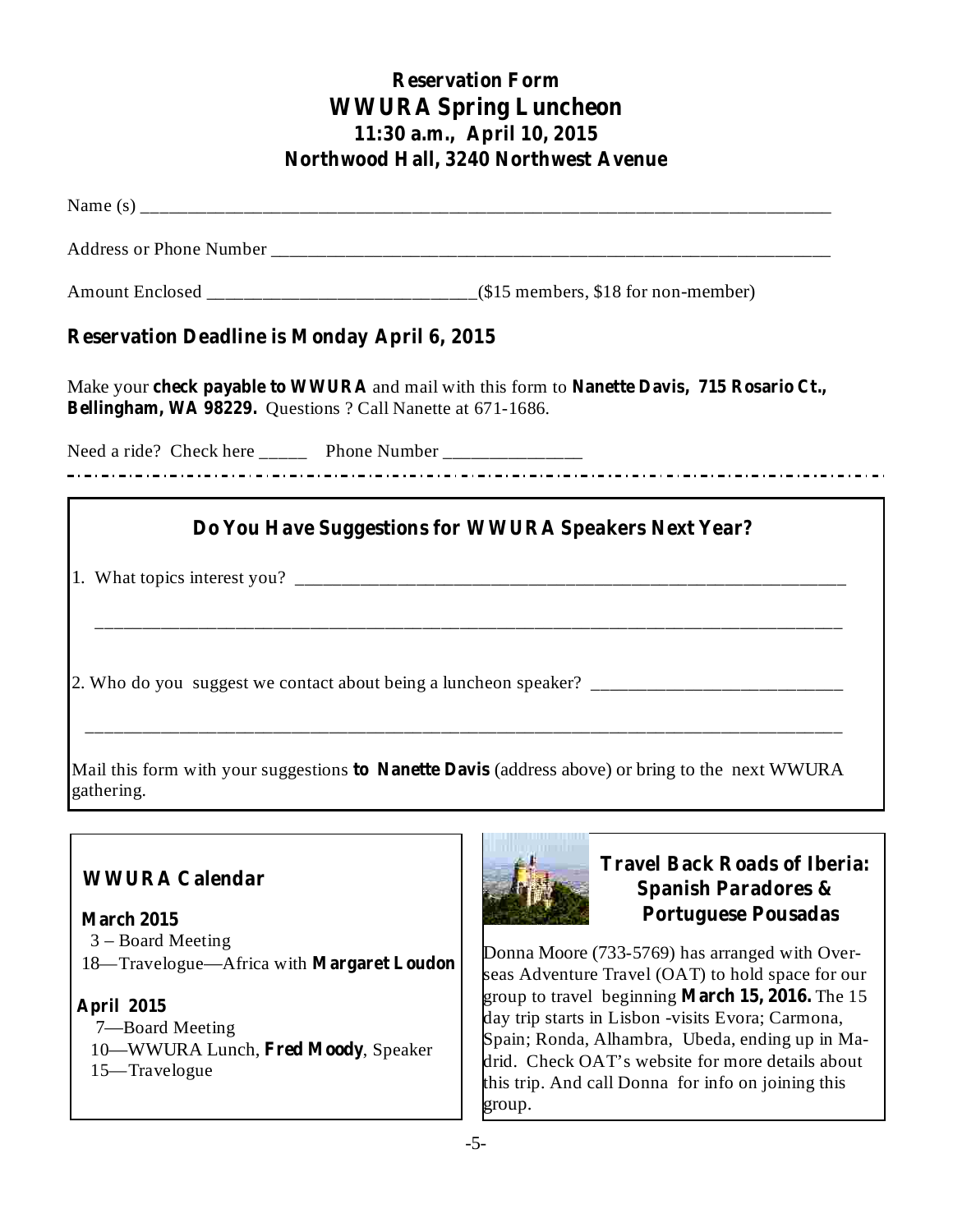## Reservation Form
## WWURA Spring Luncheon
### 11:30 a.m., April 10, 2015
### Northwood Hall, 3240 Northwest Avenue

Name (s) ______________________________________________________________________________

Address or Phone Number ________________________________________________________________

Amount Enclosed ____________________________(\$15 members, \$18 for non-member)

**Reservation Deadline is Monday April 6, 2015**

Make your **check payable to WWURA** and mail with this form to **Nanette Davis, 715 Rosario Ct., Bellingham, WA 98229.** Questions ? Call Nanette at 671-1686.

Need a ride? Check here _____ Phone Number _______________

---

### Do You Have Suggestions for WWURA Speakers Next Year?

1. What topics interest you? ____________________________________________________________

_______________________________________________________________________________

2. Who do you suggest we contact about being a luncheon speaker? ___________________________

_______________________________________________________________________________

Mail this form with your suggestions **to Nanette Davis** (address above) or bring to the next WWURA gathering.

### WWURA Calendar

**March 2015**
- 3 – Board Meeting
- 18—Travelogue—Africa with **Margaret Loudon**

**April 2015**
- 7—Board Meeting
- 10—WWURA Lunch, **Fred Moody**, Speaker
- 15—Travelogue

### Travel Back Roads of Iberia: Spanish Paradores & Portuguese Pousadas

Donna Moore (733-5769) has arranged with Overseas Adventure Travel (OAT) to hold space for our group to travel beginning **March 15, 2016.** The 15 day trip starts in Lisbon -visits Evora; Carmona, Spain; Ronda, Alhambra, Ubeda, ending up in Madrid. Check OAT's website for more details about this trip. And call Donna for info on joining this group.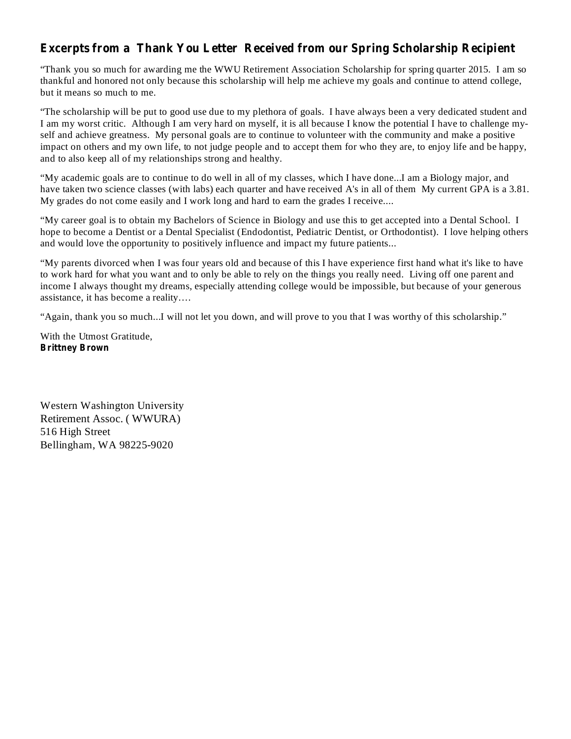## Excerpts from a Thank You Letter Received from our Spring Scholarship Recipient

"Thank you so much for awarding me the WWU Retirement Association Scholarship for spring quarter 2015. I am so thankful and honored not only because this scholarship will help me achieve my goals and continue to attend college, but it means so much to me.

"The scholarship will be put to good use due to my plethora of goals. I have always been a very dedicated student and I am my worst critic. Although I am very hard on myself, it is all because I know the potential I have to challenge myself and achieve greatness. My personal goals are to continue to volunteer with the community and make a positive impact on others and my own life, to not judge people and to accept them for who they are, to enjoy life and be happy, and to also keep all of my relationships strong and healthy.

"My academic goals are to continue to do well in all of my classes, which I have done...I am a Biology major, and have taken two science classes (with labs) each quarter and have received A's in all of them My current GPA is a 3.81. My grades do not come easily and I work long and hard to earn the grades I receive....

"My career goal is to obtain my Bachelors of Science in Biology and use this to get accepted into a Dental School. I hope to become a Dentist or a Dental Specialist (Endodontist, Pediatric Dentist, or Orthodontist). I love helping others and would love the opportunity to positively influence and impact my future patients...

"My parents divorced when I was four years old and because of this I have experience first hand what it's like to have to work hard for what you want and to only be able to rely on the things you really need. Living off one parent and income I always thought my dreams, especially attending college would be impossible, but because of your generous assistance, it has become a reality….

"Again, thank you so much...I will not let you down, and will prove to you that I was worthy of this scholarship."

With the Utmost Gratitude,
**Brittney Brown**

Western Washington University
Retirement Assoc. ( WWURA)
516 High Street
Bellingham, WA 98225-9020